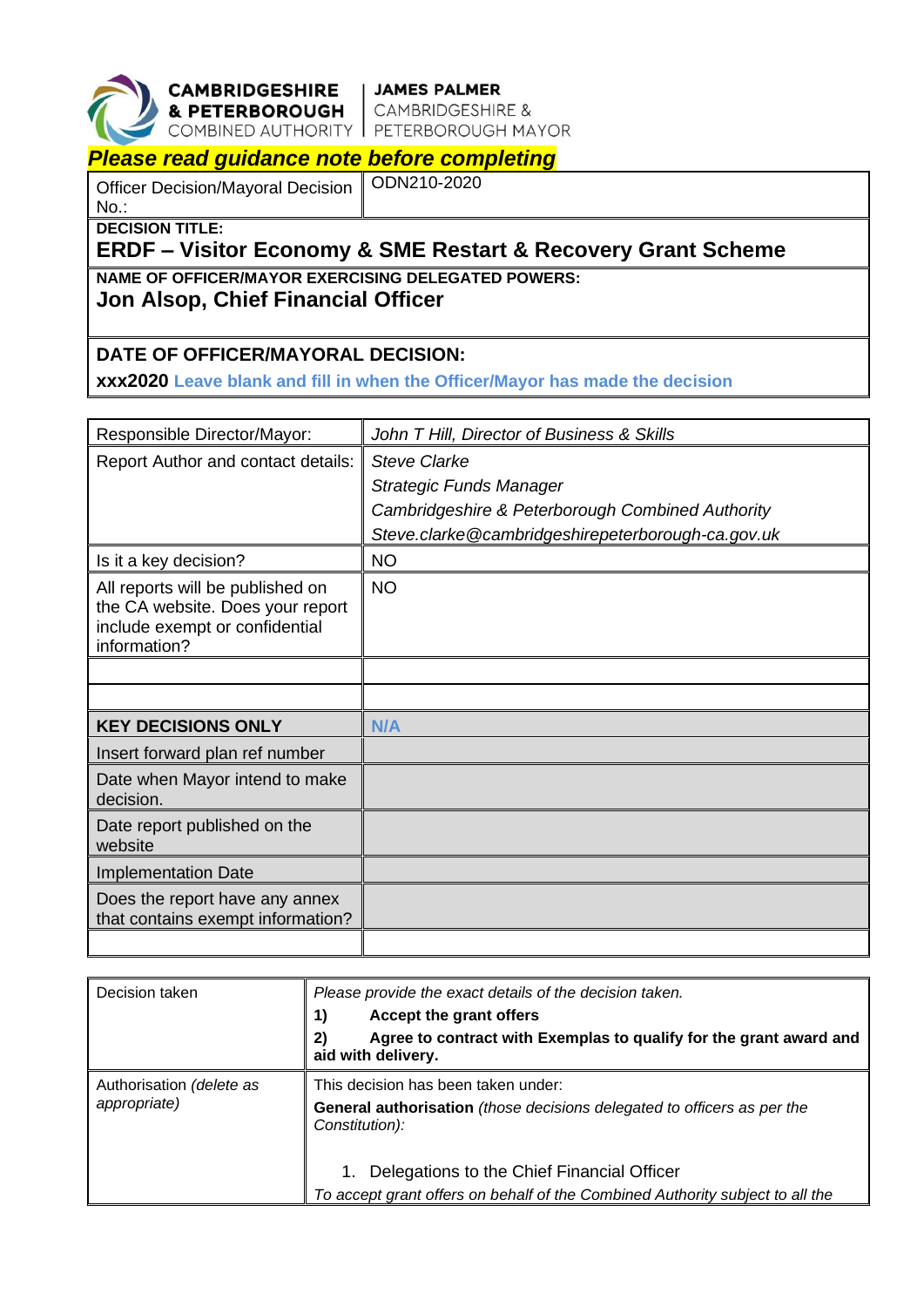**CAMBRIDGESHIRE & PETERBOROUGH** COMBINED AUTHORITY | **JAMES PALMER** CAMBRIDGESHIRE & PETERBOROUGH MAYOR

***Please read guidance note before completing***

| Officer Decision/Mayoral Decision No.: | ODN210-2020 |
|---|---|
| **DECISION TITLE:** **ERDF – Visitor Economy & SME Restart & Recovery Grant Scheme** | |
| **NAME OF OFFICER/MAYOR EXERCISING DELEGATED POWERS:** **Jon Alsop, Chief Financial Officer** | |
| **DATE OF OFFICER/MAYORAL DECISION:** **xxx2020** Leave blank and fill in when the Officer/Mayor has made the decision | |

| Responsible Director/Mayor: | *John T Hill, Director of Business & Skills* |
|---|---|
| Report Author and contact details: | *Steve Clarke*<br>*Strategic Funds Manager*<br>*Cambridgeshire & Peterborough Combined Authority*<br>*Steve.clarke@cambridgeshirepeterborough-ca.gov.uk* |
| Is it a key decision? | NO |
| All reports will be published on the CA website. Does your report include exempt or confidential information? | NO |
| | |
| | |
| **KEY DECISIONS ONLY** | **N/A** |
| Insert forward plan ref number | |
| Date when Mayor intend to make decision. | |
| Date report published on the website | |
| Implementation Date | |
| Does the report have any annex that contains exempt information? | |
| | |

| Decision taken | *Please provide the exact details of the decision taken.*<br>**1) Accept the grant offers**<br>**2) Agree to contract with Exemplas to qualify for the grant award and aid with delivery.** |
|---|---|
| Authorisation *(delete as appropriate)* | This decision has been taken under:<br>**General authorisation** *(those decisions delegated to officers as per the Constitution):*<br>1. Delegations to the Chief Financial Officer<br>*To accept grant offers on behalf of the Combined Authority subject to all the* |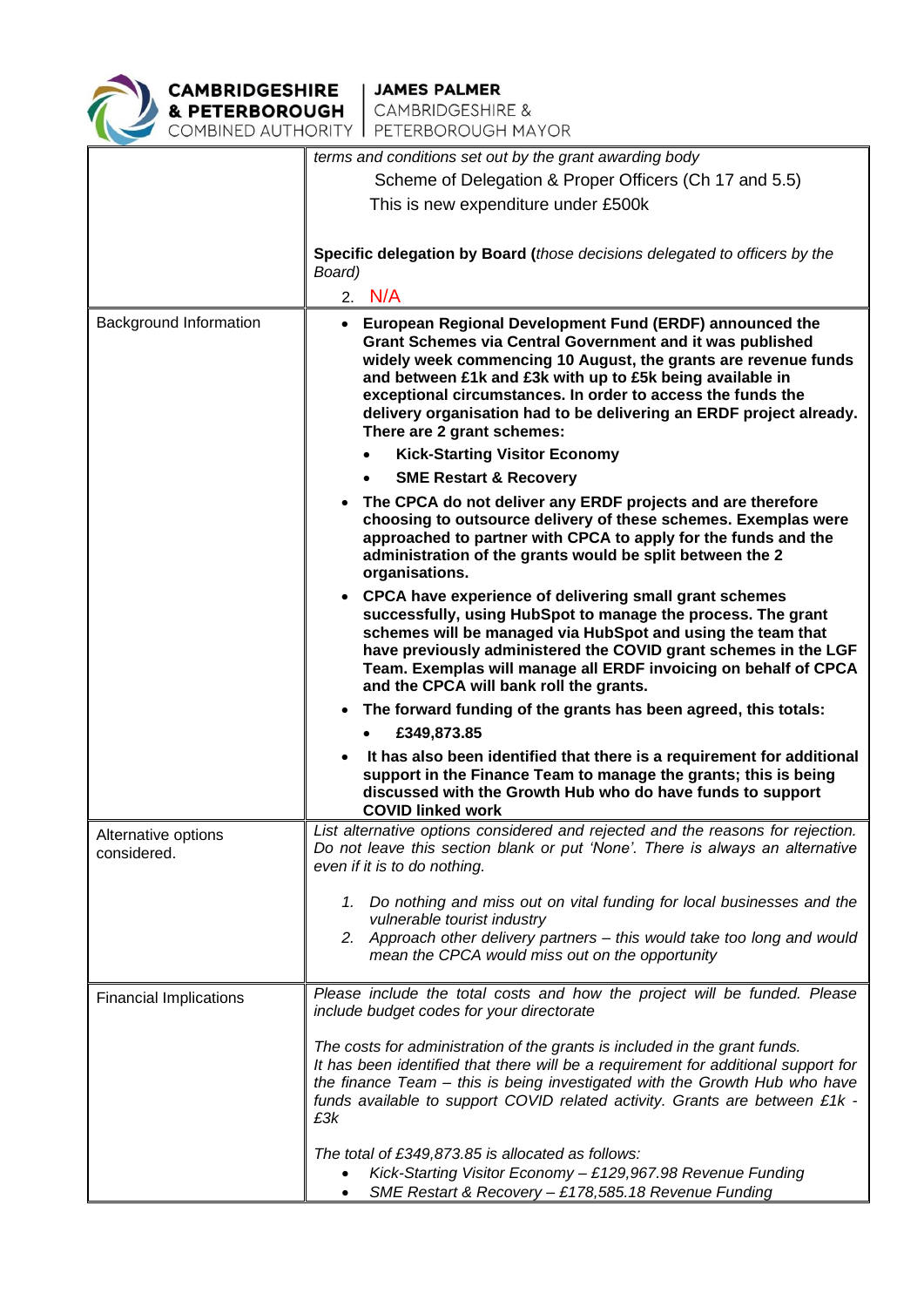| | |
|---|---|
| | *terms and conditions set out by the grant awarding body*<br>Scheme of Delegation & Proper Officers (Ch 17 and 5.5)<br>This is new expenditure under £500k<br><br>**Specific delegation by Board (***those decisions delegated to officers by the Board)*<br>2. N/A |
| Background Information | • **European Regional Development Fund (ERDF) announced the Grant Schemes via Central Government and it was published widely week commencing 10 August, the grants are revenue funds and between £1k and £3k with up to £5k being available in exceptional circumstances. In order to access the funds the delivery organisation had to be delivering an ERDF project already. There are 2 grant schemes:**<br>  • **Kick-Starting Visitor Economy**<br>  • **SME Restart & Recovery**<br>• **The CPCA do not deliver any ERDF projects and are therefore choosing to outsource delivery of these schemes. Exemplas were approached to partner with CPCA to apply for the funds and the administration of the grants would be split between the 2 organisations.**<br>• **CPCA have experience of delivering small grant schemes successfully, using HubSpot to manage the process. The grant schemes will be managed via HubSpot and using the team that have previously administered the COVID grant schemes in the LGF Team. Exemplas will manage all ERDF invoicing on behalf of CPCA and the CPCA will bank roll the grants.**<br>• **The forward funding of the grants has been agreed, this totals:**<br>  • **£349,873.85**<br>• **It has also been identified that there is a requirement for additional support in the Finance Team to manage the grants; this is being discussed with the Growth Hub who do have funds to support COVID linked work** |
| Alternative options considered. | *List alternative options considered and rejected and the reasons for rejection. Do not leave this section blank or put 'None'. There is always an alternative even if it is to do nothing.*<br><br>*1. Do nothing and miss out on vital funding for local businesses and the vulnerable tourist industry*<br>*2. Approach other delivery partners – this would take too long and would mean the CPCA would miss out on the opportunity* |
| Financial Implications | *Please include the total costs and how the project will be funded. Please include budget codes for your directorate*<br><br>*The costs for administration of the grants is included in the grant funds.*<br>*It has been identified that there will be a requirement for additional support for the finance Team – this is being investigated with the Growth Hub who have funds available to support COVID related activity. Grants are between £1k - £3k*<br><br>*The total of £349,873.85 is allocated as follows:*<br>• *Kick-Starting Visitor Economy – £129,967.98 Revenue Funding*<br>• *SME Restart & Recovery – £178,585.18 Revenue Funding* |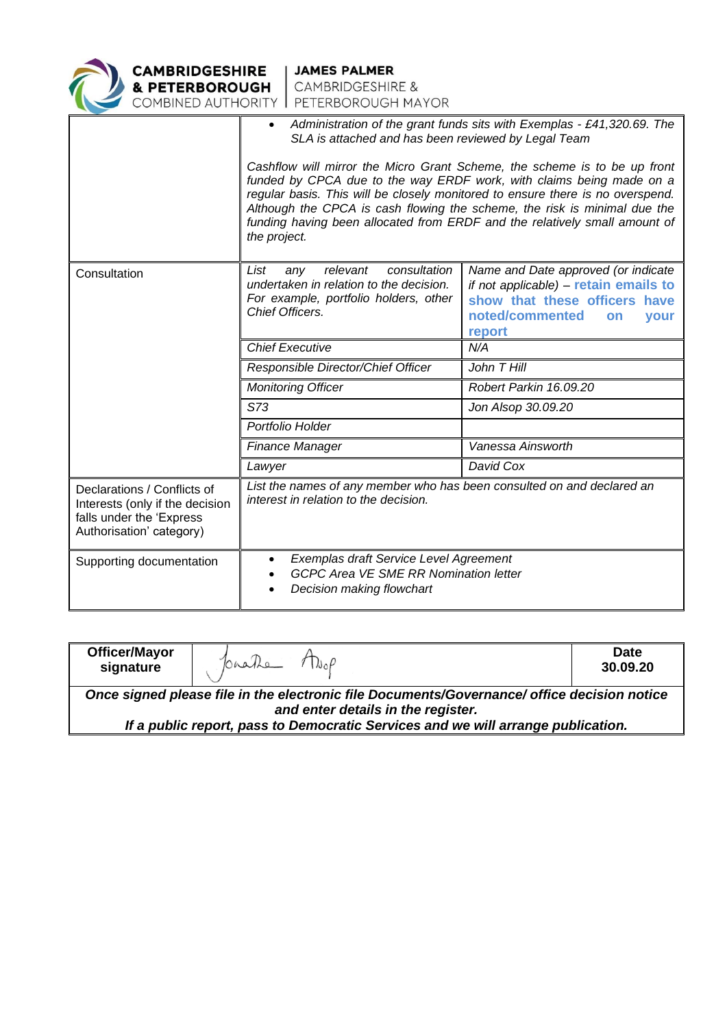| | | |
|---|---|---|
| | • *Administration of the grant funds sits with Exemplas - £41,320.69. The SLA is attached and has been reviewed by Legal Team*<br><br>*Cashflow will mirror the Micro Grant Scheme, the scheme is to be up front funded by CPCA due to the way ERDF work, with claims being made on a regular basis. This will be closely monitored to ensure there is no overspend. Although the CPCA is cash flowing the scheme, the risk is minimal due the funding having been allocated from ERDF and the relatively small amount of the project.* | |
| Consultation | *List any relevant consultation undertaken in relation to the decision. For example, portfolio holders, other Chief Officers.* | *Name and Date approved (or indicate if not applicable) –* **retain emails to show that these officers have noted/commented on your report** |
| | *Chief Executive* | *N/A* |
| | *Responsible Director/Chief Officer* | *John T Hill* |
| | *Monitoring Officer* | *Robert Parkin 16.09.20* |
| | *S73* | *Jon Alsop 30.09.20* |
| | *Portfolio Holder* | |
| | *Finance Manager* | *Vanessa Ainsworth* |
| | *Lawyer* | *David Cox* |
| Declarations / Conflicts of Interests (only if the decision falls under the 'Express Authorisation' category) | *List the names of any member who has been consulted on and declared an interest in relation to the decision.* | |
| Supporting documentation | • *Exemplas draft Service Level Agreement*<br>• *GCPC Area VE SME RR Nomination letter*<br>• *Decision making flowchart* | |

| **Officer/Mayor signature** | Jonathan Alsop | **Date 30.09.20** |
|---|---|---|

***Once signed please file in the electronic file Documents/Governance/ office decision notice and enter details in the register.***
***If a public report, pass to Democratic Services and we will arrange publication.***